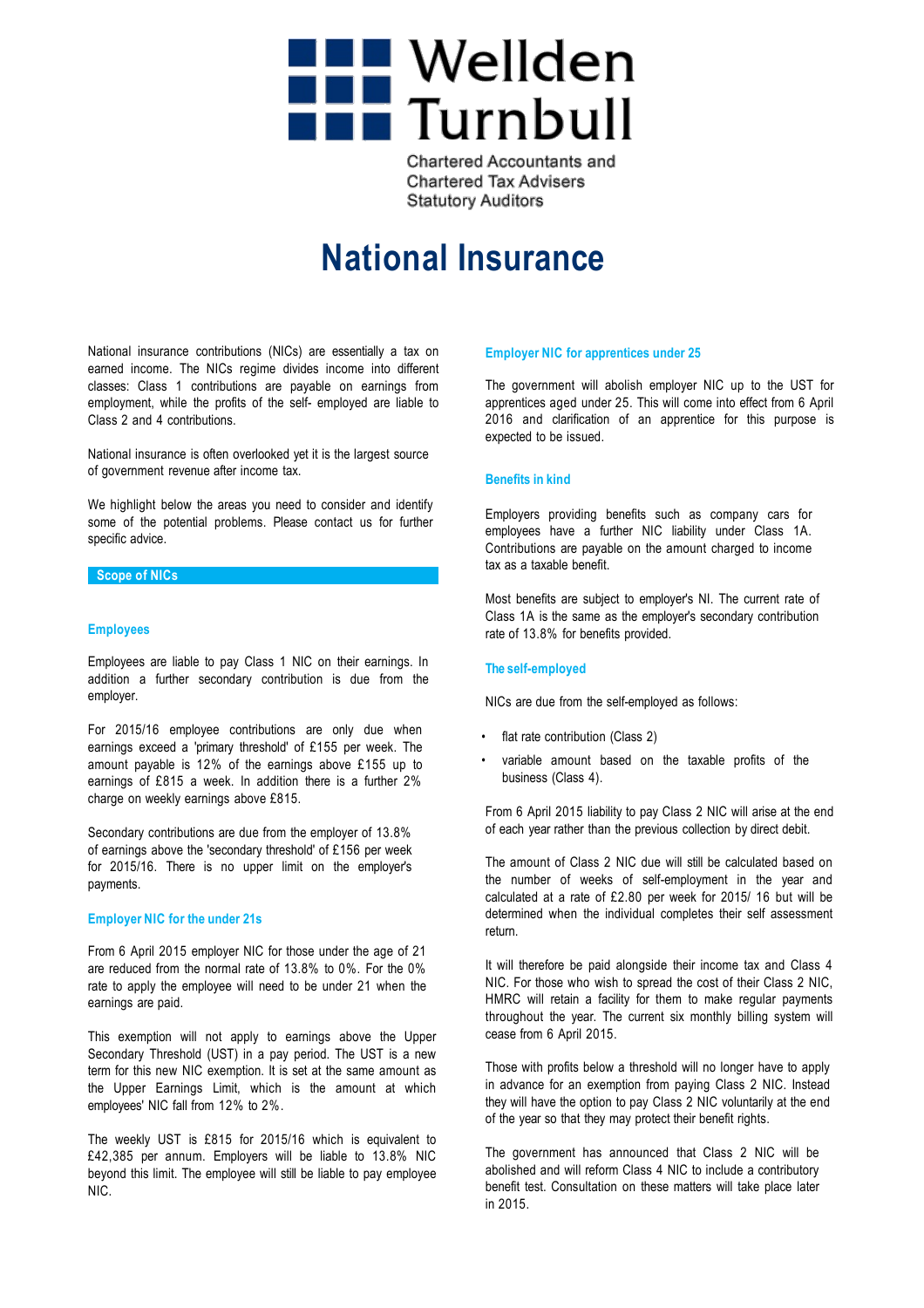# Wellden Turnbull

Chartered Accountants and
Chartered Tax Advisers
Statutory Auditors

# National Insurance

National insurance contributions (NICs) are essentially a tax on earned income. The NICs regime divides income into different classes: Class 1 contributions are payable on earnings from employment, while the profits of the self- employed are liable to Class 2 and 4 contributions.

National insurance is often overlooked yet it is the largest source of government revenue after income tax.

We highlight below the areas you need to consider and identify some of the potential problems. Please contact us for further specific advice.

## Scope of NICs

### Employees

Employees are liable to pay Class 1 NIC on their earnings. In addition a further secondary contribution is due from the employer.

For 2015/16 employee contributions are only due when earnings exceed a 'primary threshold' of £155 per week. The amount payable is 12% of the earnings above £155 up to earnings of £815 a week. In addition there is a further 2% charge on weekly earnings above £815.

Secondary contributions are due from the employer of 13.8% of earnings above the 'secondary threshold' of £156 per week for 2015/16. There is no upper limit on the employer's payments.

### Employer NIC for the under 21s

From 6 April 2015 employer NIC for those under the age of 21 are reduced from the normal rate of 13.8% to 0%. For the 0% rate to apply the employee will need to be under 21 when the earnings are paid.

This exemption will not apply to earnings above the Upper Secondary Threshold (UST) in a pay period. The UST is a new term for this new NIC exemption. It is set at the same amount as the Upper Earnings Limit, which is the amount at which employees' NIC fall from 12% to 2%.

The weekly UST is £815 for 2015/16 which is equivalent to £42,385 per annum. Employers will be liable to 13.8% NIC beyond this limit. The employee will still be liable to pay employee NIC.

### Employer NIC for apprentices under 25

The government will abolish employer NIC up to the UST for apprentices aged under 25. This will come into effect from 6 April 2016 and clarification of an apprentice for this purpose is expected to be issued.

### Benefits in kind

Employers providing benefits such as company cars for employees have a further NIC liability under Class 1A. Contributions are payable on the amount charged to income tax as a taxable benefit.

Most benefits are subject to employer's NI. The current rate of Class 1A is the same as the employer's secondary contribution rate of 13.8% for benefits provided.

### The self-employed

NICs are due from the self-employed as follows:

- flat rate contribution (Class 2)
- variable amount based on the taxable profits of the business (Class 4).

From 6 April 2015 liability to pay Class 2 NIC will arise at the end of each year rather than the previous collection by direct debit.

The amount of Class 2 NIC due will still be calculated based on the number of weeks of self-employment in the year and calculated at a rate of £2.80 per week for 2015/ 16 but will be determined when the individual completes their self assessment return.

It will therefore be paid alongside their income tax and Class 4 NIC. For those who wish to spread the cost of their Class 2 NIC, HMRC will retain a facility for them to make regular payments throughout the year. The current six monthly billing system will cease from 6 April 2015.

Those with profits below a threshold will no longer have to apply in advance for an exemption from paying Class 2 NIC. Instead they will have the option to pay Class 2 NIC voluntarily at the end of the year so that they may protect their benefit rights.

The government has announced that Class 2 NIC will be abolished and will reform Class 4 NIC to include a contributory benefit test. Consultation on these matters will take place later in 2015.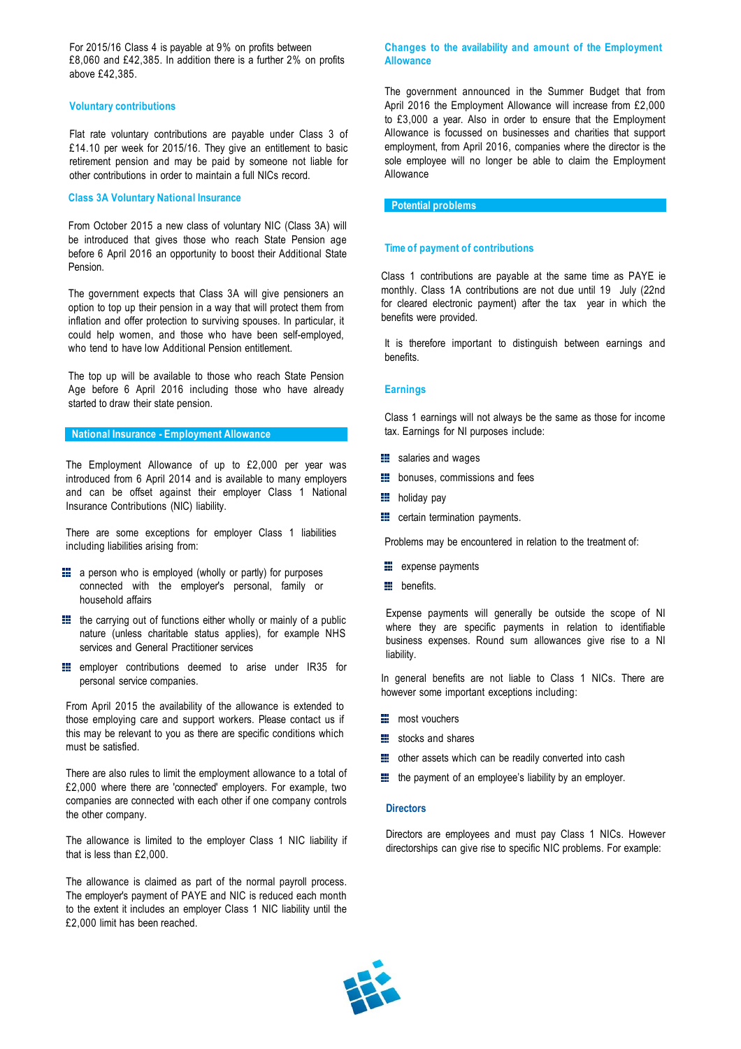For 2015/16 Class 4 is payable at 9% on profits between £8,060 and £42,385. In addition there is a further 2% on profits above £42,385.

### Voluntary contributions

Flat rate voluntary contributions are payable under Class 3 of £14.10 per week for 2015/16. They give an entitlement to basic retirement pension and may be paid by someone not liable for other contributions in order to maintain a full NICs record.

### Class 3A Voluntary National Insurance

From October 2015 a new class of voluntary NIC (Class 3A) will be introduced that gives those who reach State Pension age before 6 April 2016 an opportunity to boost their Additional State Pension.

The government expects that Class 3A will give pensioners an option to top up their pension in a way that will protect them from inflation and offer protection to surviving spouses. In particular, it could help women, and those who have been self-employed, who tend to have low Additional Pension entitlement.

The top up will be available to those who reach State Pension Age before 6 April 2016 including those who have already started to draw their state pension.

## National Insurance - Employment Allowance

The Employment Allowance of up to £2,000 per year was introduced from 6 April 2014 and is available to many employers and can be offset against their employer Class 1 National Insurance Contributions (NIC) liability.

There are some exceptions for employer Class 1 liabilities including liabilities arising from:

- a person who is employed (wholly or partly) for purposes connected with the employer's personal, family or household affairs
- the carrying out of functions either wholly or mainly of a public nature (unless charitable status applies), for example NHS services and General Practitioner services
- employer contributions deemed to arise under IR35 for personal service companies.

From April 2015 the availability of the allowance is extended to those employing care and support workers. Please contact us if this may be relevant to you as there are specific conditions which must be satisfied.

There are also rules to limit the employment allowance to a total of £2,000 where there are 'connected' employers. For example, two companies are connected with each other if one company controls the other company.

The allowance is limited to the employer Class 1 NIC liability if that is less than £2,000.

The allowance is claimed as part of the normal payroll process. The employer's payment of PAYE and NIC is reduced each month to the extent it includes an employer Class 1 NIC liability until the £2,000 limit has been reached.

### Changes to the availability and amount of the Employment Allowance

The government announced in the Summer Budget that from April 2016 the Employment Allowance will increase from £2,000 to £3,000 a year. Also in order to ensure that the Employment Allowance is focussed on businesses and charities that support employment, from April 2016, companies where the director is the sole employee will no longer be able to claim the Employment Allowance

## Potential problems

### Time of payment of contributions

Class 1 contributions are payable at the same time as PAYE ie monthly. Class 1A contributions are not due until 19 July (22nd for cleared electronic payment) after the tax year in which the benefits were provided.

It is therefore important to distinguish between earnings and benefits.

### Earnings

Class 1 earnings will not always be the same as those for income tax. Earnings for NI purposes include:

- salaries and wages
- bonuses, commissions and fees
- holiday pay
- certain termination payments.

Problems may be encountered in relation to the treatment of:

- expense payments
- benefits.

Expense payments will generally be outside the scope of NI where they are specific payments in relation to identifiable business expenses. Round sum allowances give rise to a NI liability.

In general benefits are not liable to Class 1 NICs. There are however some important exceptions including:

- most vouchers
- stocks and shares
- other assets which can be readily converted into cash
- the payment of an employee's liability by an employer.

### Directors

Directors are employees and must pay Class 1 NICs. However directorships can give rise to specific NIC problems. For example: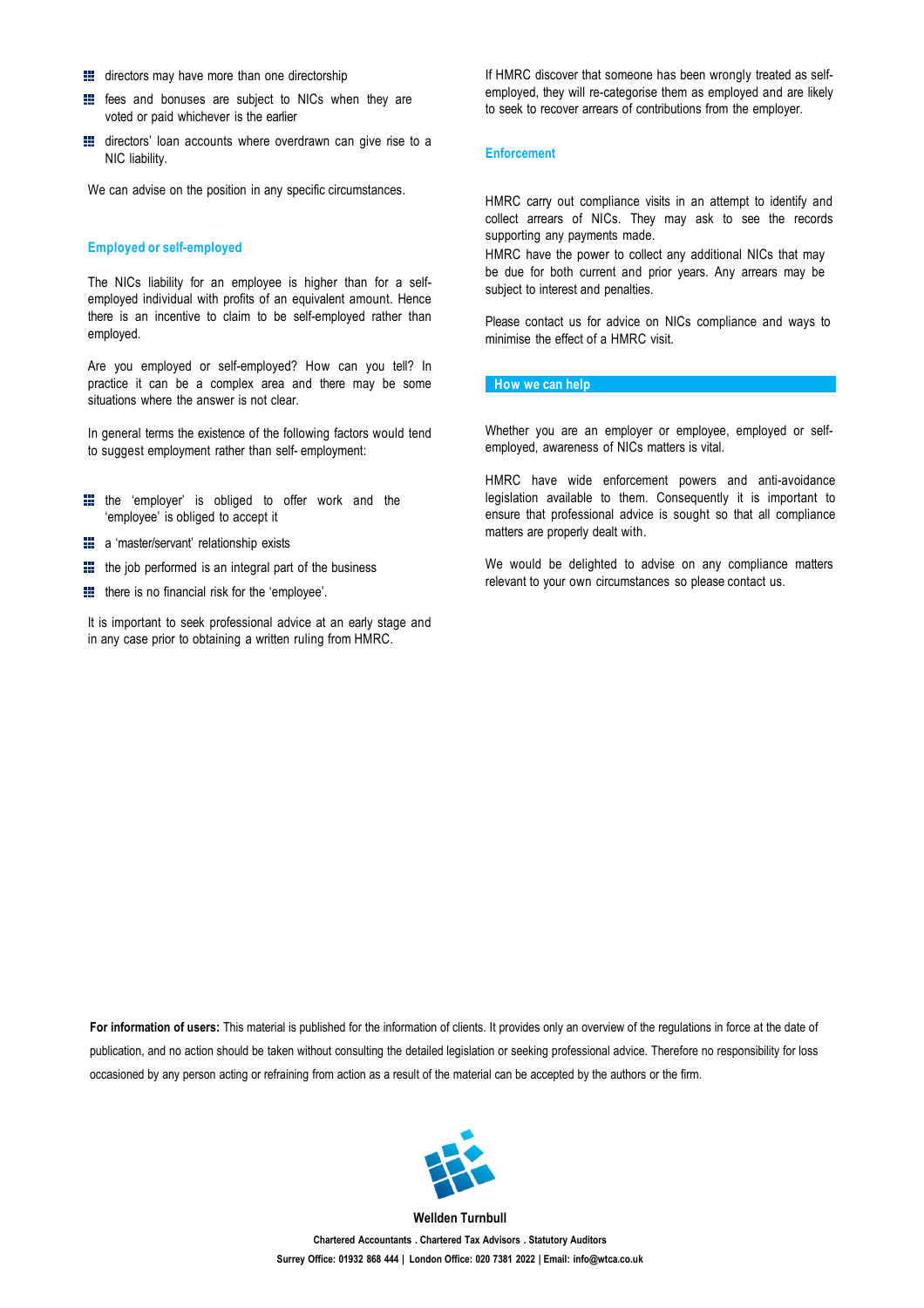- directors may have more than one directorship
- fees and bonuses are subject to NICs when they are voted or paid whichever is the earlier
- directors' loan accounts where overdrawn can give rise to a NIC liability.

We can advise on the position in any specific circumstances.

## Employed or self-employed

The NICs liability for an employee is higher than for a self-employed individual with profits of an equivalent amount. Hence there is an incentive to claim to be self-employed rather than employed.

Are you employed or self-employed? How can you tell? In practice it can be a complex area and there may be some situations where the answer is not clear.

In general terms the existence of the following factors would tend to suggest employment rather than self- employment:

- the 'employer' is obliged to offer work and the 'employee' is obliged to accept it
- a 'master/servant' relationship exists
- the job performed is an integral part of the business
- there is no financial risk for the 'employee'.

It is important to seek professional advice at an early stage and in any case prior to obtaining a written ruling from HMRC.

If HMRC discover that someone has been wrongly treated as self-employed, they will re-categorise them as employed and are likely to seek to recover arrears of contributions from the employer.

## Enforcement

HMRC carry out compliance visits in an attempt to identify and collect arrears of NICs. They may ask to see the records supporting any payments made.

HMRC have the power to collect any additional NICs that may be due for both current and prior years. Any arrears may be subject to interest and penalties.

Please contact us for advice on NICs compliance and ways to minimise the effect of a HMRC visit.

## How we can help

Whether you are an employer or employee, employed or self-employed, awareness of NICs matters is vital.

HMRC have wide enforcement powers and anti-avoidance legislation available to them. Consequently it is important to ensure that professional advice is sought so that all compliance matters are properly dealt with.

We would be delighted to advise on any compliance matters relevant to your own circumstances so please contact us.

**For information of users:** This material is published for the information of clients. It provides only an overview of the regulations in force at the date of publication, and no action should be taken without consulting the detailed legislation or seeking professional advice. Therefore no responsibility for loss occasioned by any person acting or refraining from action as a result of the material can be accepted by the authors or the firm.

**Wellden Turnbull**

**Chartered Accountants . Chartered Tax Advisors . Statutory Auditors**

**Surrey Office: 01932 868 444 | London Office: 020 7381 2022 | Email: info@wtca.co.uk**